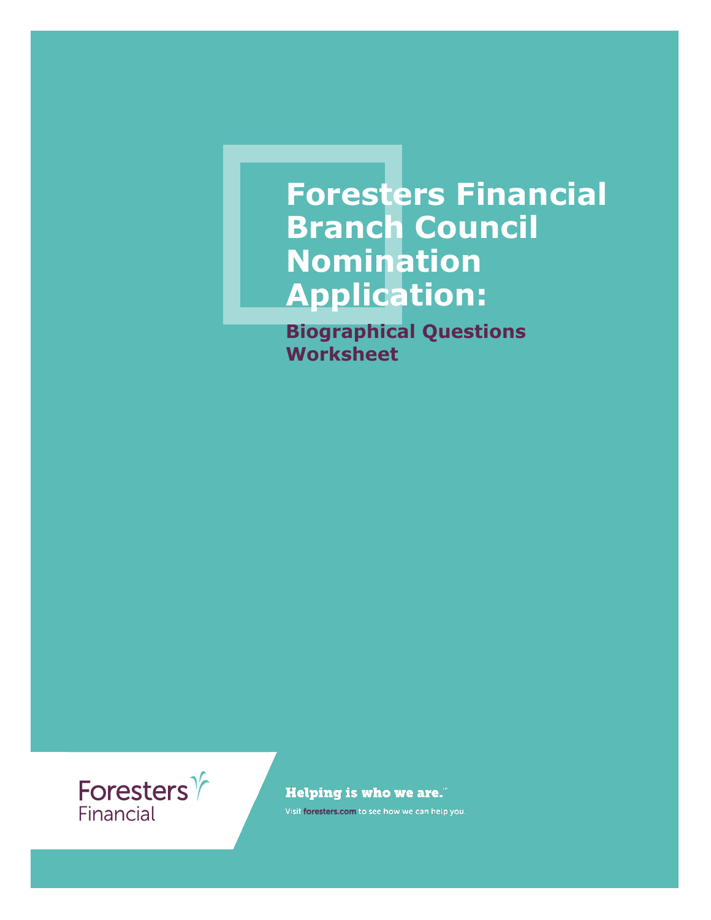# Foresters Financial Branch Council Nomination Application:

## Biographical Questions Worksheet

Foresters Financial

**Helping is who we are.**™

Visit **foresters.com** to see how we can help you.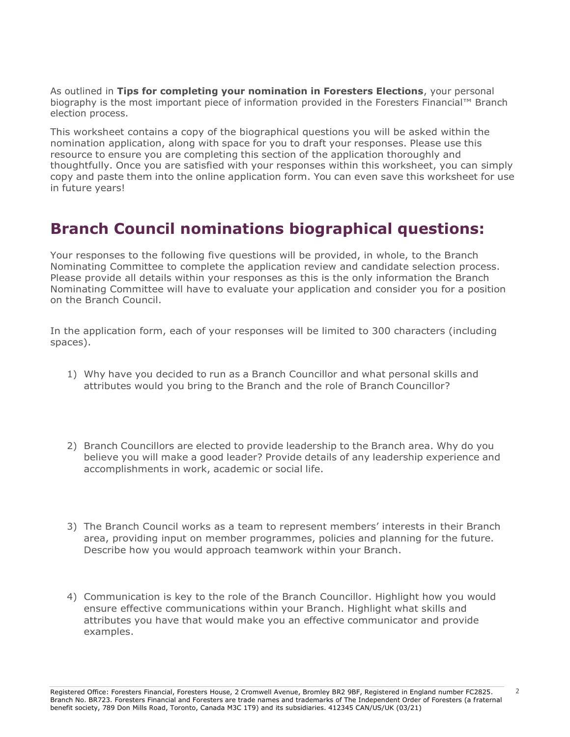As outlined in **Tips for completing your nomination in Foresters Elections**, your personal biography is the most important piece of information provided in the Foresters Financial™ Branch election process.

This worksheet contains a copy of the biographical questions you will be asked within the nomination application, along with space for you to draft your responses. Please use this resource to ensure you are completing this section of the application thoroughly and thoughtfully. Once you are satisfied with your responses within this worksheet, you can simply copy and paste them into the online application form. You can even save this worksheet for use in future years!

## Branch Council nominations biographical questions:

Your responses to the following five questions will be provided, in whole, to the Branch Nominating Committee to complete the application review and candidate selection process. Please provide all details within your responses as this is the only information the Branch Nominating Committee will have to evaluate your application and consider you for a position on the Branch Council.

In the application form, each of your responses will be limited to 300 characters (including spaces).

1) Why have you decided to run as a Branch Councillor and what personal skills and attributes would you bring to the Branch and the role of Branch Councillor?

2) Branch Councillors are elected to provide leadership to the Branch area. Why do you believe you will make a good leader? Provide details of any leadership experience and accomplishments in work, academic or social life.

3) The Branch Council works as a team to represent members' interests in their Branch area, providing input on member programmes, policies and planning for the future. Describe how you would approach teamwork within your Branch.

4) Communication is key to the role of the Branch Councillor. Highlight how you would ensure effective communications within your Branch. Highlight what skills and attributes you have that would make you an effective communicator and provide examples.

Registered Office: Foresters Financial, Foresters House, 2 Cromwell Avenue, Bromley BR2 9BF, Registered in England number FC2825. Branch No. BR723. Foresters Financial and Foresters are trade names and trademarks of The Independent Order of Foresters (a fraternal benefit society, 789 Don Mills Road, Toronto, Canada M3C 1T9) and its subsidiaries. 412345 CAN/US/UK (03/21)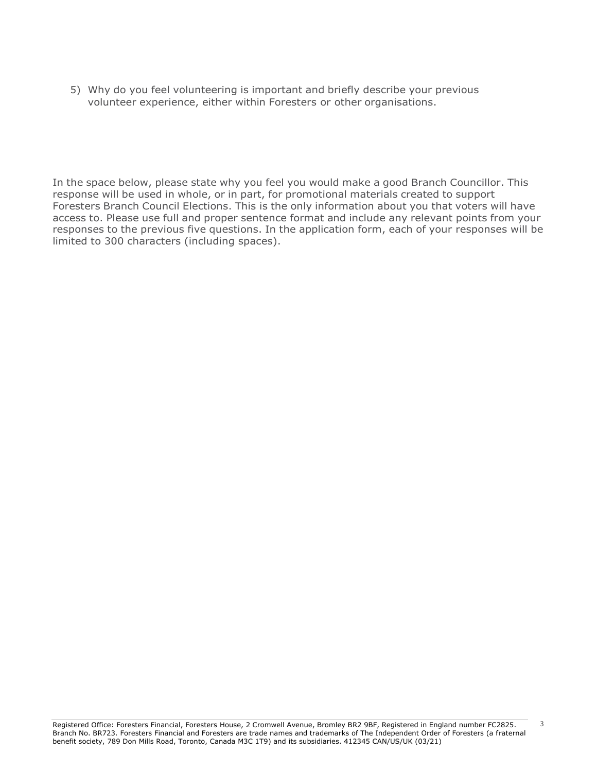5) Why do you feel volunteering is important and briefly describe your previous volunteer experience, either within Foresters or other organisations.

In the space below, please state why you feel you would make a good Branch Councillor. This response will be used in whole, or in part, for promotional materials created to support Foresters Branch Council Elections. This is the only information about you that voters will have access to. Please use full and proper sentence format and include any relevant points from your responses to the previous five questions. In the application form, each of your responses will be limited to 300 characters (including spaces).

Registered Office: Foresters Financial, Foresters House, 2 Cromwell Avenue, Bromley BR2 9BF, Registered in England number FC2825. Branch No. BR723. Foresters Financial and Foresters are trade names and trademarks of The Independent Order of Foresters (a fraternal benefit society, 789 Don Mills Road, Toronto, Canada M3C 1T9) and its subsidiaries. 412345 CAN/US/UK (03/21)